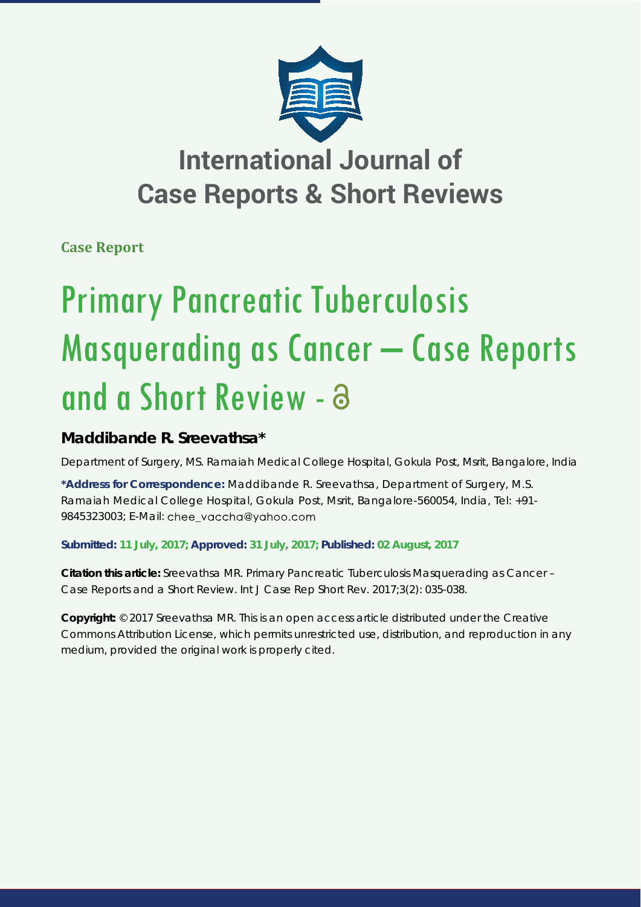# International Journal of Case Reports & Short Reviews

**Case Report**

# Primary Pancreatic Tuberculosis Masquerading as Cancer – Case Reports and a Short Review

**Maddibande R. Sreevathsa***

Department of Surgery, MS. Ramaiah Medical College Hospital, Gokula Post, Msrit, Bangalore, India

**\*Address for Correspondence:** Maddibande R. Sreevathsa, Department of Surgery, M.S. Ramaiah Medical College Hospital, Gokula Post, Msrit, Bangalore-560054, India, Tel: +91-9845323003; E-Mail: chee_vaccha@yahoo.com

**Submitted: 11 July, 2017; Approved: 31 July, 2017; Published: 02 August, 2017**

**Citation this article:** Sreevathsa MR. Primary Pancreatic Tuberculosis Masquerading as Cancer – Case Reports and a Short Review. Int J Case Rep Short Rev. 2017;3(2): 035-038.

**Copyright:** © 2017 Sreevathsa MR. This is an open access article distributed under the Creative Commons Attribution License, which permits unrestricted use, distribution, and reproduction in any medium, provided the original work is properly cited.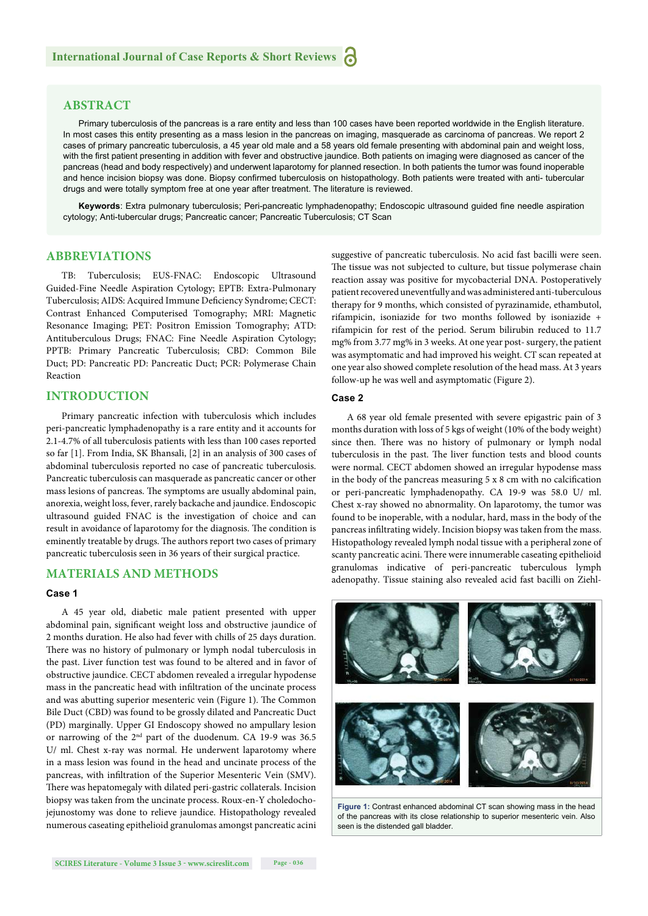## ABSTRACT

Primary tuberculosis of the pancreas is a rare entity and less than 100 cases have been reported worldwide in the English literature. In most cases this entity presenting as a mass lesion in the pancreas on imaging, masquerade as carcinoma of pancreas. We report 2 cases of primary pancreatic tuberculosis, a 45 year old male and a 58 years old female presenting with abdominal pain and weight loss, with the first patient presenting in addition with fever and obstructive jaundice. Both patients on imaging were diagnosed as cancer of the pancreas (head and body respectively) and underwent laparotomy for planned resection. In both patients the tumor was found inoperable and hence incision biopsy was done. Biopsy confirmed tuberculosis on histopathology. Both patients were treated with anti- tubercular drugs and were totally symptom free at one year after treatment. The literature is reviewed.

**Keywords**: Extra pulmonary tuberculosis; Peri-pancreatic lymphadenopathy; Endoscopic ultrasound guided fine needle aspiration cytology; Anti-tubercular drugs; Pancreatic cancer; Pancreatic Tuberculosis; CT Scan

## ABBREVIATIONS

TB: Tuberculosis; EUS-FNAC: Endoscopic Ultrasound Guided-Fine Needle Aspiration Cytology; EPTB: Extra-Pulmonary Tuberculosis; AIDS: Acquired Immune Deficiency Syndrome; CECT: Contrast Enhanced Computerised Tomography; MRI: Magnetic Resonance Imaging; PET: Positron Emission Tomography; ATD: Antituberculous Drugs; FNAC: Fine Needle Aspiration Cytology; PPTB: Primary Pancreatic Tuberculosis; CBD: Common Bile Duct; PD: Pancreatic PD: Pancreatic Duct; PCR: Polymerase Chain Reaction

## INTRODUCTION

Primary pancreatic infection with tuberculosis which includes peri-pancreatic lymphadenopathy is a rare entity and it accounts for 2.1-4.7% of all tuberculosis patients with less than 100 cases reported so far [1]. From India, SK Bhansali, [2] in an analysis of 300 cases of abdominal tuberculosis reported no case of pancreatic tuberculosis. Pancreatic tuberculosis can masquerade as pancreatic cancer or other mass lesions of pancreas. The symptoms are usually abdominal pain, anorexia, weight loss, fever, rarely backache and jaundice. Endoscopic ultrasound guided FNAC is the investigation of choice and can result in avoidance of laparotomy for the diagnosis. The condition is eminently treatable by drugs. The authors report two cases of primary pancreatic tuberculosis seen in 36 years of their surgical practice.

## MATERIALS AND METHODS

### Case 1

A 45 year old, diabetic male patient presented with upper abdominal pain, significant weight loss and obstructive jaundice of 2 months duration. He also had fever with chills of 25 days duration. There was no history of pulmonary or lymph nodal tuberculosis in the past. Liver function test was found to be altered and in favor of obstructive jaundice. CECT abdomen revealed a irregular hypodense mass in the pancreatic head with infiltration of the uncinate process and was abutting superior mesenteric vein (Figure 1). The Common Bile Duct (CBD) was found to be grossly dilated and Pancreatic Duct (PD) marginally. Upper GI Endoscopy showed no ampullary lesion or narrowing of the 2nd part of the duodenum. CA 19-9 was 36.5 U/ ml. Chest x-ray was normal. He underwent laparotomy where in a mass lesion was found in the head and uncinate process of the pancreas, with infiltration of the Superior Mesenteric Vein (SMV). There was hepatomegaly with dilated peri-gastric collaterals. Incision biopsy was taken from the uncinate process. Roux-en-Y choledocho-jejunostomy was done to relieve jaundice. Histopathology revealed numerous caseating epithelioid granulomas amongst pancreatic acini suggestive of pancreatic tuberculosis. No acid fast bacilli were seen. The tissue was not subjected to culture, but tissue polymerase chain reaction assay was positive for mycobacterial DNA. Postoperatively patient recovered uneventfully and was administered anti-tuberculous therapy for 9 months, which consisted of pyrazinamide, ethambutol, rifampicin, isoniazide for two months followed by isoniazide + rifampicin for rest of the period. Serum bilirubin reduced to 11.7 mg% from 3.77 mg% in 3 weeks. At one year post- surgery, the patient was asymptomatic and had improved his weight. CT scan repeated at one year also showed complete resolution of the head mass. At 3 years follow-up he was well and asymptomatic (Figure 2).

### Case 2

A 68 year old female presented with severe epigastric pain of 3 months duration with loss of 5 kgs of weight (10% of the body weight) since then. There was no history of pulmonary or lymph nodal tuberculosis in the past. The liver function tests and blood counts were normal. CECT abdomen showed an irregular hypodense mass in the body of the pancreas measuring 5 x 8 cm with no calcification or peri-pancreatic lymphadenopathy. CA 19-9 was 58.0 U/ ml. Chest x-ray showed no abnormality. On laparotomy, the tumor was found to be inoperable, with a nodular, hard, mass in the body of the pancreas infiltrating widely. Incision biopsy was taken from the mass. Histopathology revealed lymph nodal tissue with a peripheral zone of scanty pancreatic acini. There were innumerable caseating epithelioid granulomas indicative of peri-pancreatic tuberculous lymph adenopathy. Tissue staining also revealed acid fast bacilli on Ziehl-

**Figure 1:** Contrast enhanced abdominal CT scan showing mass in the head of the pancreas with its close relationship to superior mesenteric vein. Also seen is the distended gall bladder.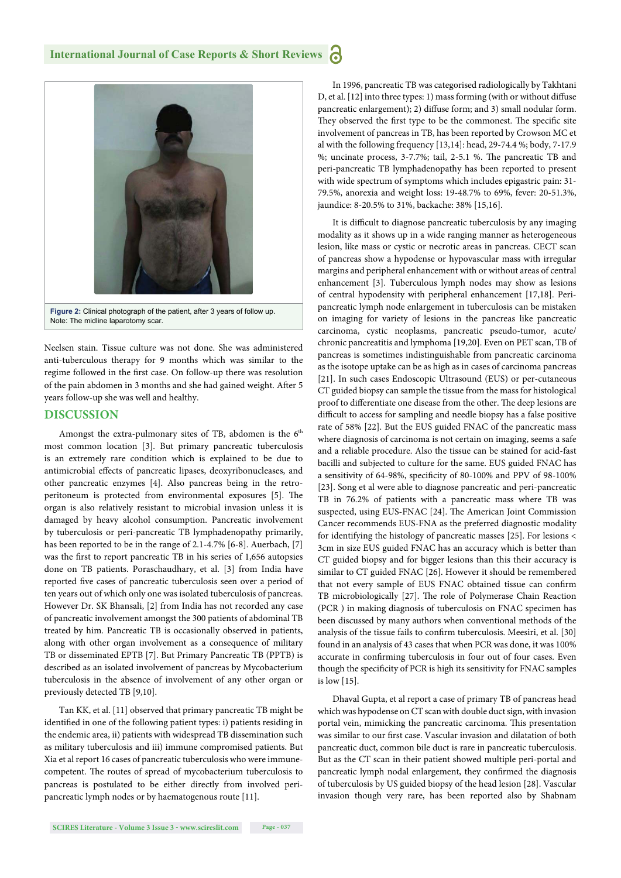Figure 2: Clinical photograph of the patient, after 3 years of follow up. Note: The midline laparotomy scar.

Neelsen stain. Tissue culture was not done. She was administered anti-tuberculous therapy for 9 months which was similar to the regime followed in the first case. On follow-up there was resolution of the pain abdomen in 3 months and she had gained weight. After 5 years follow-up she was well and healthy.

## DISCUSSION

Amongst the extra-pulmonary sites of TB, abdomen is the 6th most common location [3]. But primary pancreatic tuberculosis is an extremely rare condition which is explained to be due to antimicrobial effects of pancreatic lipases, deoxyribonucleases, and other pancreatic enzymes [4]. Also pancreas being in the retro-peritoneum is protected from environmental exposures [5]. The organ is also relatively resistant to microbial invasion unless it is damaged by heavy alcohol consumption. Pancreatic involvement by tuberculosis or peri-pancreatic TB lymphadenopathy primarily, has been reported to be in the range of 2.1-4.7% [6-8]. Auerbach, [7] was the first to report pancreatic TB in his series of 1,656 autopsies done on TB patients. Poraschaudhary, et al. [3] from India have reported five cases of pancreatic tuberculosis seen over a period of ten years out of which only one was isolated tuberculosis of pancreas. However Dr. SK Bhansali, [2] from India has not recorded any case of pancreatic involvement amongst the 300 patients of abdominal TB treated by him. Pancreatic TB is occasionally observed in patients, along with other organ involvement as a consequence of military TB or disseminated EPTB [7]. But Primary Pancreatic TB (PPTB) is described as an isolated involvement of pancreas by Mycobacterium tuberculosis in the absence of involvement of any other organ or previously detected TB [9,10].

Tan KK, et al. [11] observed that primary pancreatic TB might be identified in one of the following patient types: i) patients residing in the endemic area, ii) patients with widespread TB dissemination such as military tuberculosis and iii) immune compromised patients. But Xia et al report 16 cases of pancreatic tuberculosis who were immune-competent. The routes of spread of mycobacterium tuberculosis to pancreas is postulated to be either directly from involved peri-pancreatic lymph nodes or by haematogenous route [11].

In 1996, pancreatic TB was categorised radiologically by Takhtani D, et al. [12] into three types: 1) mass forming (with or without diffuse pancreatic enlargement); 2) diffuse form; and 3) small nodular form. They observed the first type to be the commonest. The specific site involvement of pancreas in TB, has been reported by Crowson MC et al with the following frequency [13,14]: head, 29-74.4 %; body, 7-17.9 %; uncinate process, 3-7.7%; tail, 2-5.1 %. The pancreatic TB and peri-pancreatic TB lymphadenopathy has been reported to present with wide spectrum of symptoms which includes epigastric pain: 31-79.5%, anorexia and weight loss: 19-48.7% to 69%, fever: 20-51.3%, jaundice: 8-20.5% to 31%, backache: 38% [15,16].

It is difficult to diagnose pancreatic tuberculosis by any imaging modality as it shows up in a wide ranging manner as heterogeneous lesion, like mass or cystic or necrotic areas in pancreas. CECT scan of pancreas show a hypodense or hypovascular mass with irregular margins and peripheral enhancement with or without areas of central enhancement [3]. Tuberculous lymph nodes may show as lesions of central hypodensity with peripheral enhancement [17,18]. Peri-pancreatic lymph node enlargement in tuberculosis can be mistaken on imaging for variety of lesions in the pancreas like pancreatic carcinoma, cystic neoplasms, pancreatic pseudo-tumor, acute/chronic pancreatitis and lymphoma [19,20]. Even on PET scan, TB of pancreas is sometimes indistinguishable from pancreatic carcinoma as the isotope uptake can be as high as in cases of carcinoma pancreas [21]. In such cases Endoscopic Ultrasound (EUS) or per-cutaneous CT guided biopsy can sample the tissue from the mass for histological proof to differentiate one disease from the other. The deep lesions are difficult to access for sampling and needle biopsy has a false positive rate of 58% [22]. But the EUS guided FNAC of the pancreatic mass where diagnosis of carcinoma is not certain on imaging, seems a safe and a reliable procedure. Also the tissue can be stained for acid-fast bacilli and subjected to culture for the same. EUS guided FNAC has a sensitivity of 64-98%, specificity of 80-100% and PPV of 98-100% [23]. Song et al were able to diagnose pancreatic and peri-pancreatic TB in 76.2% of patients with a pancreatic mass where TB was suspected, using EUS-FNAC [24]. The American Joint Commission Cancer recommends EUS-FNA as the preferred diagnostic modality for identifying the histology of pancreatic masses [25]. For lesions < 3cm in size EUS guided FNAC has an accuracy which is better than CT guided biopsy and for bigger lesions than this their accuracy is similar to CT guided FNAC [26]. However it should be remembered that not every sample of EUS FNAC obtained tissue can confirm TB microbiologically [27]. The role of Polymerase Chain Reaction (PCR ) in making diagnosis of tuberculosis on FNAC specimen has been discussed by many authors when conventional methods of the analysis of the tissue fails to confirm tuberculosis. Meesiri, et al. [30] found in an analysis of 43 cases that when PCR was done, it was 100% accurate in confirming tuberculosis in four out of four cases. Even though the specificity of PCR is high its sensitivity for FNAC samples is low [15].

Dhaval Gupta, et al report a case of primary TB of pancreas head which was hypodense on CT scan with double duct sign, with invasion portal vein, mimicking the pancreatic carcinoma. This presentation was similar to our first case. Vascular invasion and dilatation of both pancreatic duct, common bile duct is rare in pancreatic tuberculosis. But as the CT scan in their patient showed multiple peri-portal and pancreatic lymph nodal enlargement, they confirmed the diagnosis of tuberculosis by US guided biopsy of the head lesion [28]. Vascular invasion though very rare, has been reported also by Shabnam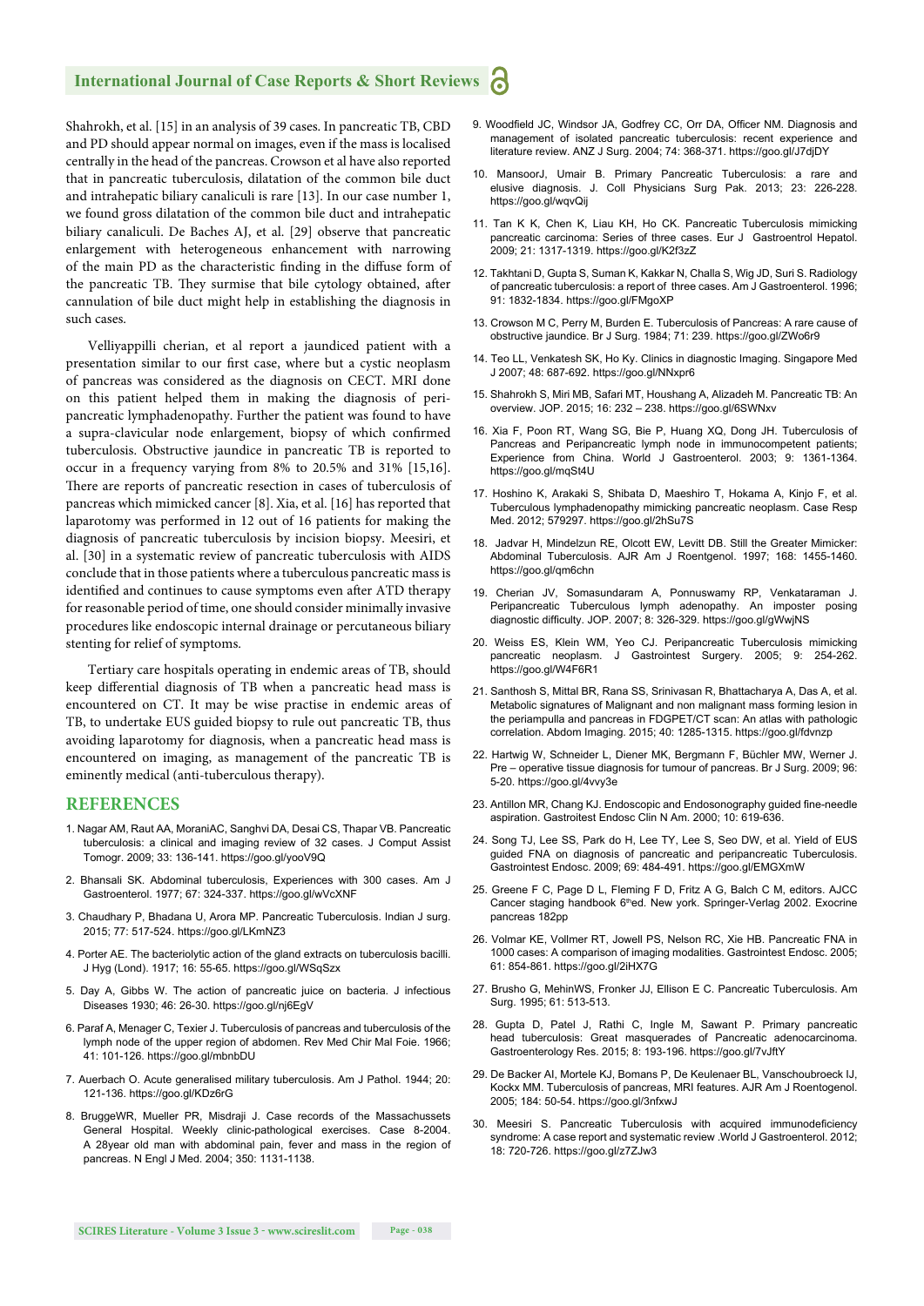Shahrokh, et al. [15] in an analysis of 39 cases. In pancreatic TB, CBD and PD should appear normal on images, even if the mass is localised centrally in the head of the pancreas. Crowson et al have also reported that in pancreatic tuberculosis, dilatation of the common bile duct and intrahepatic biliary canaliculi is rare [13]. In our case number 1, we found gross dilatation of the common bile duct and intrahepatic biliary canaliculi. De Baches AJ, et al. [29] observe that pancreatic enlargement with heterogeneous enhancement with narrowing of the main PD as the characteristic finding in the diffuse form of the pancreatic TB. They surmise that bile cytology obtained, after cannulation of bile duct might help in establishing the diagnosis in such cases.

Velliyappilli cherian, et al report a jaundiced patient with a presentation similar to our first case, where but a cystic neoplasm of pancreas was considered as the diagnosis on CECT. MRI done on this patient helped them in making the diagnosis of peri-pancreatic lymphadenopathy. Further the patient was found to have a supra-clavicular node enlargement, biopsy of which confirmed tuberculosis. Obstructive jaundice in pancreatic TB is reported to occur in a frequency varying from 8% to 20.5% and 31% [15,16]. There are reports of pancreatic resection in cases of tuberculosis of pancreas which mimicked cancer [8]. Xia, et al. [16] has reported that laparotomy was performed in 12 out of 16 patients for making the diagnosis of pancreatic tuberculosis by incision biopsy. Meesiri, et al. [30] in a systematic review of pancreatic tuberculosis with AIDS conclude that in those patients where a tuberculous pancreatic mass is identified and continues to cause symptoms even after ATD therapy for reasonable period of time, one should consider minimally invasive procedures like endoscopic internal drainage or percutaneous biliary stenting for relief of symptoms.

Tertiary care hospitals operating in endemic areas of TB, should keep differential diagnosis of TB when a pancreatic head mass is encountered on CT. It may be wise practise in endemic areas of TB, to undertake EUS guided biopsy to rule out pancreatic TB, thus avoiding laparotomy for diagnosis, when a pancreatic head mass is encountered on imaging, as management of the pancreatic TB is eminently medical (anti-tuberculous therapy).

## REFERENCES

1. Nagar AM, Raut AA, MoraniAC, Sanghvi DA, Desai CS, Thapar VB. Pancreatic tuberculosis: a clinical and imaging review of 32 cases. J Comput Assist Tomogr. 2009; 33: 136-141. https://goo.gl/yooV9Q
2. Bhansali SK. Abdominal tuberculosis, Experiences with 300 cases. Am J Gastroenterol. 1977; 67: 324-337. https://goo.gl/wVcXNF
3. Chaudhary P, Bhadana U, Arora MP. Pancreatic Tuberculosis. Indian J surg. 2015; 77: 517-524. https://goo.gl/LKmNZ3
4. Porter AE. The bacteriolytic action of the gland extracts on tuberculosis bacilli. J Hyg (Lond). 1917; 16: 55-65. https://goo.gl/WSqSzx
5. Day A, Gibbs W. The action of pancreatic juice on bacteria. J infectious Diseases 1930; 46: 26-30. https://goo.gl/nj6EgV
6. Paraf A, Menager C, Texier J. Tuberculosis of pancreas and tuberculosis of the lymph node of the upper region of abdomen. Rev Med Chir Mal Foie. 1966; 41: 101-126. https://goo.gl/mbnbDU
7. Auerbach O. Acute generalised military tuberculosis. Am J Pathol. 1944; 20: 121-136. https://goo.gl/KDz6rG
8. BruggeWR, Mueller PR, Misdraji J. Case records of the Massachussets General Hospital. Weekly clinic-pathological exercises. Case 8-2004. A 28year old man with abdominal pain, fever and mass in the region of pancreas. N Engl J Med. 2004; 350: 1131-1138.
9. Woodfield JC, Windsor JA, Godfrey CC, Orr DA, Officer NM. Diagnosis and management of isolated pancreatic tuberculosis: recent experience and literature review. ANZ J Surg. 2004; 74: 368-371. https://goo.gl/J7djDY
10. MansoorJ, Umair B. Primary Pancreatic Tuberculosis: a rare and elusive diagnosis. J. Coll Physicians Surg Pak. 2013; 23: 226-228. https://goo.gl/wqvQij
11. Tan K K, Chen K, Liau KH, Ho CK. Pancreatic Tuberculosis mimicking pancreatic carcinoma: Series of three cases. Eur J Gastroentrol Hepatol. 2009; 21: 1317-1319. https://goo.gl/K2f3zZ
12. Takhtani D, Gupta S, Suman K, Kakkar N, Challa S, Wig JD, Suri S. Radiology of pancreatic tuberculosis: a report of three cases. Am J Gastroenterol. 1996; 91: 1832-1834. https://goo.gl/FMgoXP
13. Crowson M C, Perry M, Burden E. Tuberculosis of Pancreas: A rare cause of obstructive jaundice. Br J Surg. 1984; 71: 239. https://goo.gl/ZWo6r9
14. Teo LL, Venkatesh SK, Ho Ky. Clinics in diagnostic Imaging. Singapore Med J 2007; 48: 687-692. https://goo.gl/NNxpr6
15. Shahrokh S, Miri MB, Safari MT, Houshang A, Alizadeh M. Pancreatic TB: An overview. JOP. 2015; 16: 232 – 238. https://goo.gl/6SWNxv
16. Xia F, Poon RT, Wang SG, Bie P, Huang XQ, Dong JH. Tuberculosis of Pancreas and Peripancreatic lymph node in immunocompetent patients; Experience from China. World J Gastroenterol. 2003; 9: 1361-1364. https://goo.gl/mqSt4U
17. Hoshino K, Arakaki S, Shibata D, Maeshiro T, Hokama A, Kinjo F, et al. Tuberculous lymphadenopathy mimicking pancreatic neoplasm. Case Resp Med. 2012; 579297. https://goo.gl/2hSu7S
18. Jadvar H, Mindelzun RE, Olcott EW, Levitt DB. Still the Greater Mimicker: Abdominal Tuberculosis. AJR Am J Roentgenol. 1997; 168: 1455-1460. https://goo.gl/qm6chn
19. Cherian JV, Somasundaram A, Ponnuswamy RP, Venkataraman J. Peripancreatic Tuberculous lymph adenopathy. An imposter posing diagnostic difficulty. JOP. 2007; 8: 326-329. https://goo.gl/gWwjNS
20. Weiss ES, Klein WM, Yeo CJ. Peripancreatic Tuberculosis mimicking pancreatic neoplasm. J Gastrointest Surgery. 2005; 9: 254-262. https://goo.gl/W4F6R1
21. Santhosh S, Mittal BR, Rana SS, Srinivasan R, Bhattacharya A, Das A, et al. Metabolic signatures of Malignant and non malignant mass forming lesion in the periampulla and pancreas in FDGPET/CT scan: An atlas with pathologic correlation. Abdom Imaging. 2015; 40: 1285-1315. https://goo.gl/fdvnzp
22. Hartwig W, Schneider L, Diener MK, Bergmann F, Büchler MW, Werner J. Pre – operative tissue diagnosis for tumour of pancreas. Br J Surg. 2009; 96: 5-20. https://goo.gl/4vvy3e
23. Antillon MR, Chang KJ. Endoscopic and Endosonography guided fine-needle aspiration. Gastroitest Endosc Clin N Am. 2000; 10: 619-636.
24. Song TJ, Lee SS, Park do H, Lee TY, Lee S, Seo DW, et al. Yield of EUS guided FNA on diagnosis of pancreatic and peripancreatic Tuberculosis. Gastrointest Endosc. 2009; 69: 484-491. https://goo.gl/EMGXmW
25. Greene F C, Page D L, Fleming F D, Fritz A G, Balch C M, editors. AJCC Cancer staging handbook 6thed. New york. Springer-Verlag 2002. Exocrine pancreas 182pp
26. Volmar KE, Vollmer RT, Jowell PS, Nelson RC, Xie HB. Pancreatic FNA in 1000 cases: A comparison of imaging modalities. Gastrointest Endosc. 2005; 61: 854-861. https://goo.gl/2iHX7G
27. Brusho G, MehinWS, Fronker JJ, Ellison E C. Pancreatic Tuberculosis. Am Surg. 1995; 61: 513-513.
28. Gupta D, Patel J, Rathi C, Ingle M, Sawant P. Primary pancreatic head tuberculosis: Great masquerades of Pancreatic adenocarcinoma. Gastroenterology Res. 2015; 8: 193-196. https://goo.gl/7vJftY
29. De Backer AI, Mortele KJ, Bomans P, De Keulenaer BL, Vanschoubroeck IJ, Kockx MM. Tuberculosis of pancreas, MRI features. AJR Am J Roentogenol. 2005; 184: 50-54. https://goo.gl/3nfxwJ
30. Meesiri S. Pancreatic Tuberculosis with acquired immunodeficiency syndrome: A case report and systematic review .World J Gastroenterol. 2012; 18: 720-726. https://goo.gl/z7ZJw3